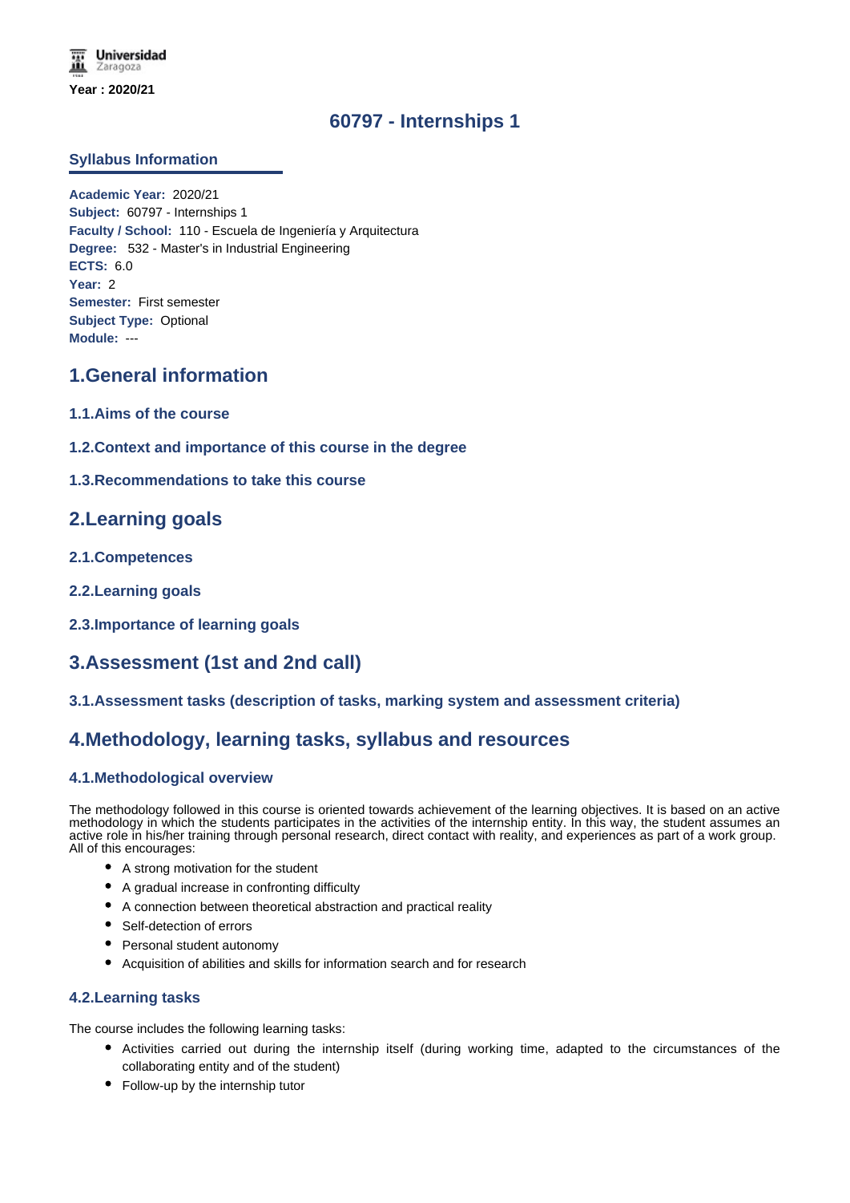Universidad Zaragoza

**Year : 2020/21**

# 60797 - Internships 1

## Syllabus Information

**Academic Year:** 2020/21
**Subject:** 60797 - Internships 1
**Faculty / School:** 110 - Escuela de Ingeniería y Arquitectura
**Degree:** 532 - Master's in Industrial Engineering
**ECTS:** 6.0
**Year:** 2
**Semester:** First semester
**Subject Type:** Optional
**Module:** ---

## 1.General information

### 1.1.Aims of the course

### 1.2.Context and importance of this course in the degree

### 1.3.Recommendations to take this course

## 2.Learning goals

### 2.1.Competences

### 2.2.Learning goals

### 2.3.Importance of learning goals

## 3.Assessment (1st and 2nd call)

### 3.1.Assessment tasks (description of tasks, marking system and assessment criteria)

## 4.Methodology, learning tasks, syllabus and resources

### 4.1.Methodological overview

The methodology followed in this course is oriented towards achievement of the learning objectives. It is based on an active methodology in which the students participates in the activities of the internship entity. In this way, the student assumes an active role in his/her training through personal research, direct contact with reality, and experiences as part of a work group. All of this encourages:

- A strong motivation for the student
- A gradual increase in confronting difficulty
- A connection between theoretical abstraction and practical reality
- Self-detection of errors
- Personal student autonomy
- Acquisition of abilities and skills for information search and for research

### 4.2.Learning tasks

The course includes the following learning tasks:

- Activities carried out during the internship itself (during working time, adapted to the circumstances of the collaborating entity and of the student)
- Follow-up by the internship tutor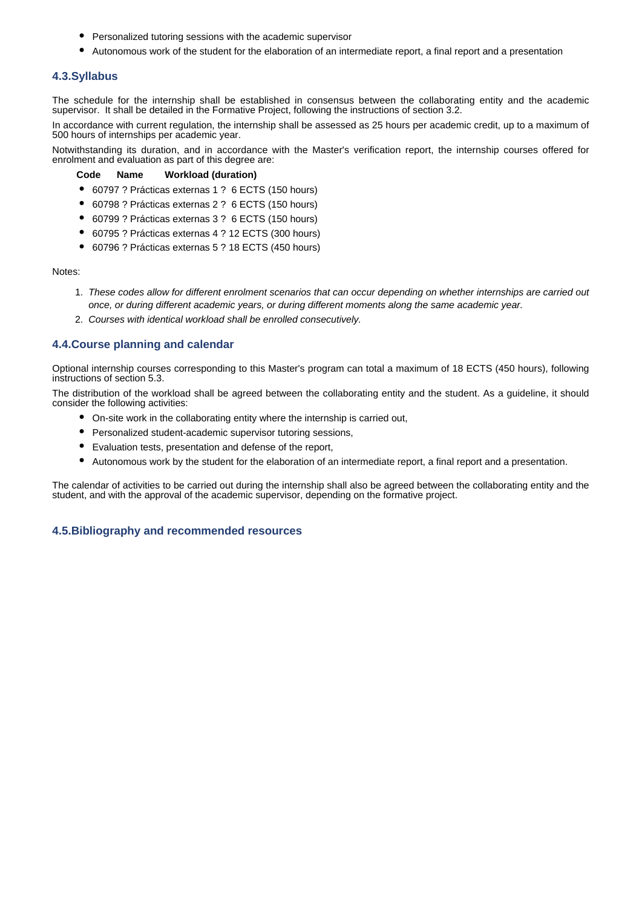- Personalized tutoring sessions with the academic supervisor
- Autonomous work of the student for the elaboration of an intermediate report, a final report and a presentation

### 4.3.Syllabus

The schedule for the internship shall be established in consensus between the collaborating entity and the academic supervisor. It shall be detailed in the Formative Project, following the instructions of section 3.2.

In accordance with current regulation, the internship shall be assessed as 25 hours per academic credit, up to a maximum of 500 hours of internships per academic year.

Notwithstanding its duration, and in accordance with the Master's verification report, the internship courses offered for enrolment and evaluation as part of this degree are:

**Code Name Workload (duration)**

- 60797 ? Prácticas externas 1 ? 6 ECTS (150 hours)
- 60798 ? Prácticas externas 2 ? 6 ECTS (150 hours)
- 60799 ? Prácticas externas 3 ? 6 ECTS (150 hours)
- 60795 ? Prácticas externas 4 ? 12 ECTS (300 hours)
- 60796 ? Prácticas externas 5 ? 18 ECTS (450 hours)

Notes:

1. *These codes allow for different enrolment scenarios that can occur depending on whether internships are carried out once, or during different academic years, or during different moments along the same academic year.*
2. *Courses with identical workload shall be enrolled consecutively.*

### 4.4.Course planning and calendar

Optional internship courses corresponding to this Master's program can total a maximum of 18 ECTS (450 hours), following instructions of section 5.3.

The distribution of the workload shall be agreed between the collaborating entity and the student. As a guideline, it should consider the following activities:

- On-site work in the collaborating entity where the internship is carried out,
- Personalized student-academic supervisor tutoring sessions,
- Evaluation tests, presentation and defense of the report,
- Autonomous work by the student for the elaboration of an intermediate report, a final report and a presentation.

The calendar of activities to be carried out during the internship shall also be agreed between the collaborating entity and the student, and with the approval of the academic supervisor, depending on the formative project.

### 4.5.Bibliography and recommended resources